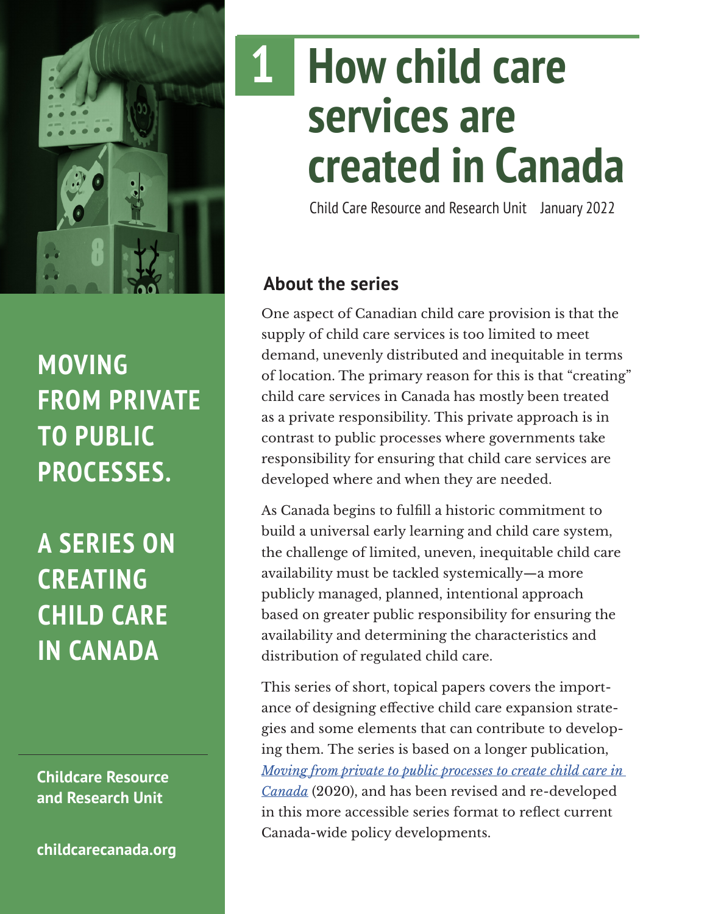# 1 How child care services are created in Canada

Child Care Resource and Research Unit January 2022

**MOVING FROM PRIVATE TO PUBLIC PROCESSES.**

**A SERIES ON CREATING CHILD CARE IN CANADA**

**Childcare Resource and Research Unit**

**childcarecanada.org**

## About the series

One aspect of Canadian child care provision is that the supply of child care services is too limited to meet demand, unevenly distributed and inequitable in terms of location. The primary reason for this is that "creating" child care services in Canada has mostly been treated as a private responsibility. This private approach is in contrast to public processes where governments take responsibility for ensuring that child care services are developed where and when they are needed.

As Canada begins to fulfill a historic commitment to build a universal early learning and child care system, the challenge of limited, uneven, inequitable child care availability must be tackled systemically—a more publicly managed, planned, intentional approach based on greater public responsibility for ensuring the availability and determining the characteristics and distribution of regulated child care.

This series of short, topical papers covers the importance of designing effective child care expansion strategies and some elements that can contribute to developing them. The series is based on a longer publication, *Moving from private to public processes to create child care in Canada* (2020), and has been revised and re-developed in this more accessible series format to reflect current Canada-wide policy developments.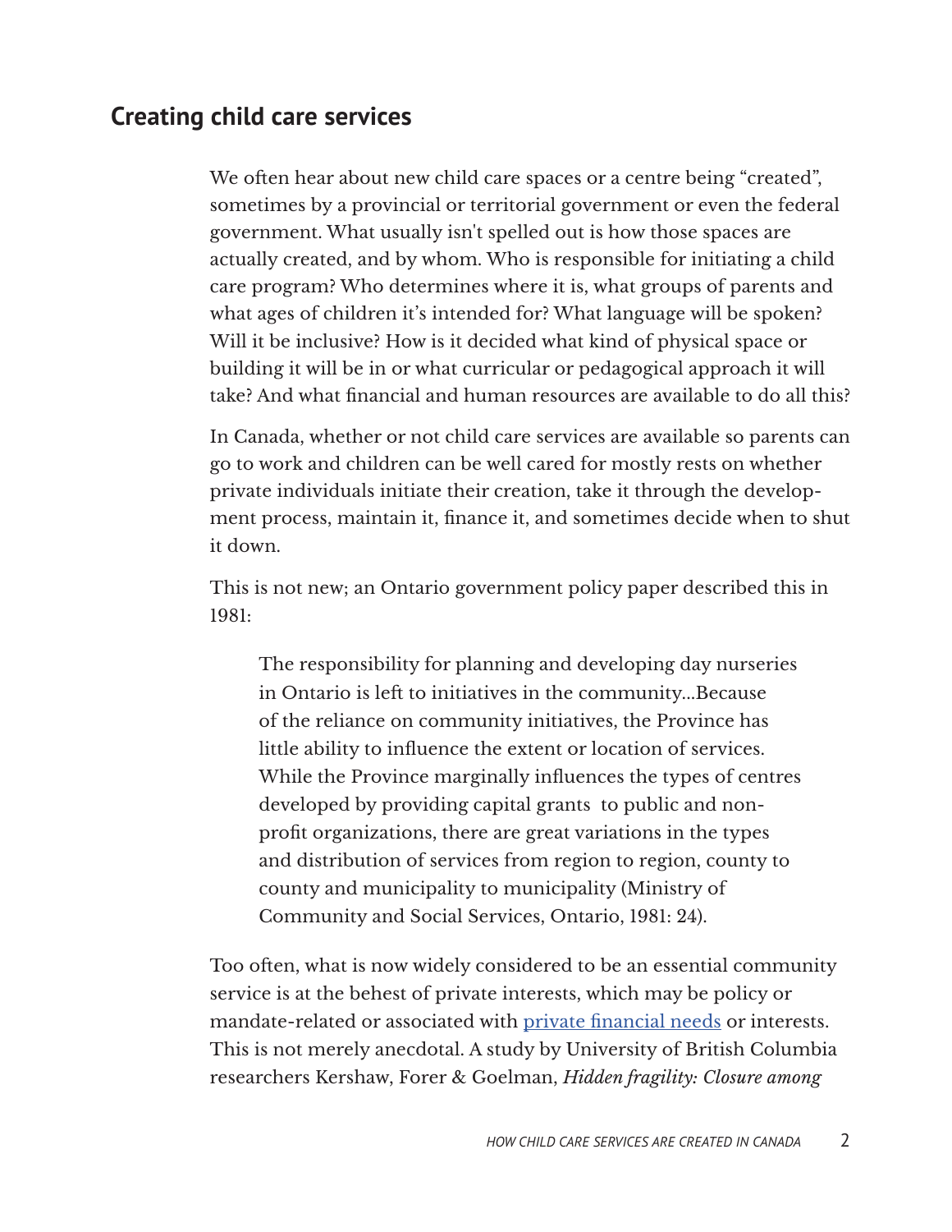## Creating child care services

We often hear about new child care spaces or a centre being “created”, sometimes by a provincial or territorial government or even the federal government. What usually isn't spelled out is how those spaces are actually created, and by whom. Who is responsible for initiating a child care program? Who determines where it is, what groups of parents and what ages of children it’s intended for? What language will be spoken? Will it be inclusive? How is it decided what kind of physical space or building it will be in or what curricular or pedagogical approach it will take? And what financial and human resources are available to do all this?

In Canada, whether or not child care services are available so parents can go to work and children can be well cared for mostly rests on whether private individuals initiate their creation, take it through the development process, maintain it, finance it, and sometimes decide when to shut it down.

This is not new; an Ontario government policy paper described this in 1981:

> The responsibility for planning and developing day nurseries in Ontario is left to initiatives in the community...Because of the reliance on community initiatives, the Province has little ability to influence the extent or location of services. While the Province marginally influences the types of centres developed by providing capital grants to public and non-profit organizations, there are great variations in the types and distribution of services from region to region, county to county and municipality to municipality (Ministry of Community and Social Services, Ontario, 1981: 24).

Too often, what is now widely considered to be an essential community service is at the behest of private interests, which may be policy or mandate-related or associated with private financial needs or interests. This is not merely anecdotal. A study by University of British Columbia researchers Kershaw, Forer & Goelman, *Hidden fragility: Closure among*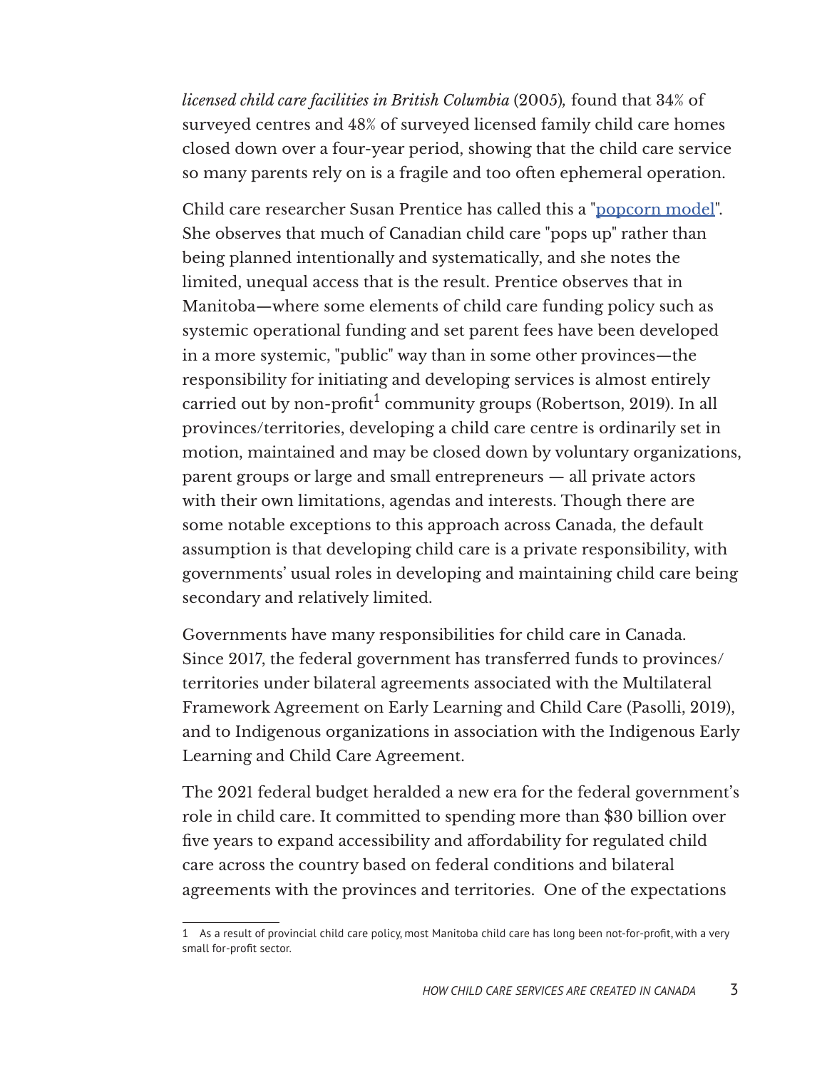*licensed child care facilities in British Columbia* (2005)*,* found that 34% of surveyed centres and 48% of surveyed licensed family child care homes closed down over a four-year period, showing that the child care service so many parents rely on is a fragile and too often ephemeral operation.

Child care researcher Susan Prentice has called this a "popcorn model". She observes that much of Canadian child care "pops up" rather than being planned intentionally and systematically, and she notes the limited, unequal access that is the result. Prentice observes that in Manitoba—where some elements of child care funding policy such as systemic operational funding and set parent fees have been developed in a more systemic, "public" way than in some other provinces—the responsibility for initiating and developing services is almost entirely carried out by non-profit[1] community groups (Robertson, 2019). In all provinces/territories, developing a child care centre is ordinarily set in motion, maintained and may be closed down by voluntary organizations, parent groups or large and small entrepreneurs — all private actors with their own limitations, agendas and interests. Though there are some notable exceptions to this approach across Canada, the default assumption is that developing child care is a private responsibility, with governments' usual roles in developing and maintaining child care being secondary and relatively limited.

Governments have many responsibilities for child care in Canada. Since 2017, the federal government has transferred funds to provinces/territories under bilateral agreements associated with the Multilateral Framework Agreement on Early Learning and Child Care (Pasolli, 2019), and to Indigenous organizations in association with the Indigenous Early Learning and Child Care Agreement.

The 2021 federal budget heralded a new era for the federal government's role in child care. It committed to spending more than $30 billion over five years to expand accessibility and affordability for regulated child care across the country based on federal conditions and bilateral agreements with the provinces and territories. One of the expectations

[1] As a result of provincial child care policy, most Manitoba child care has long been not-for-profit, with a very small for-profit sector.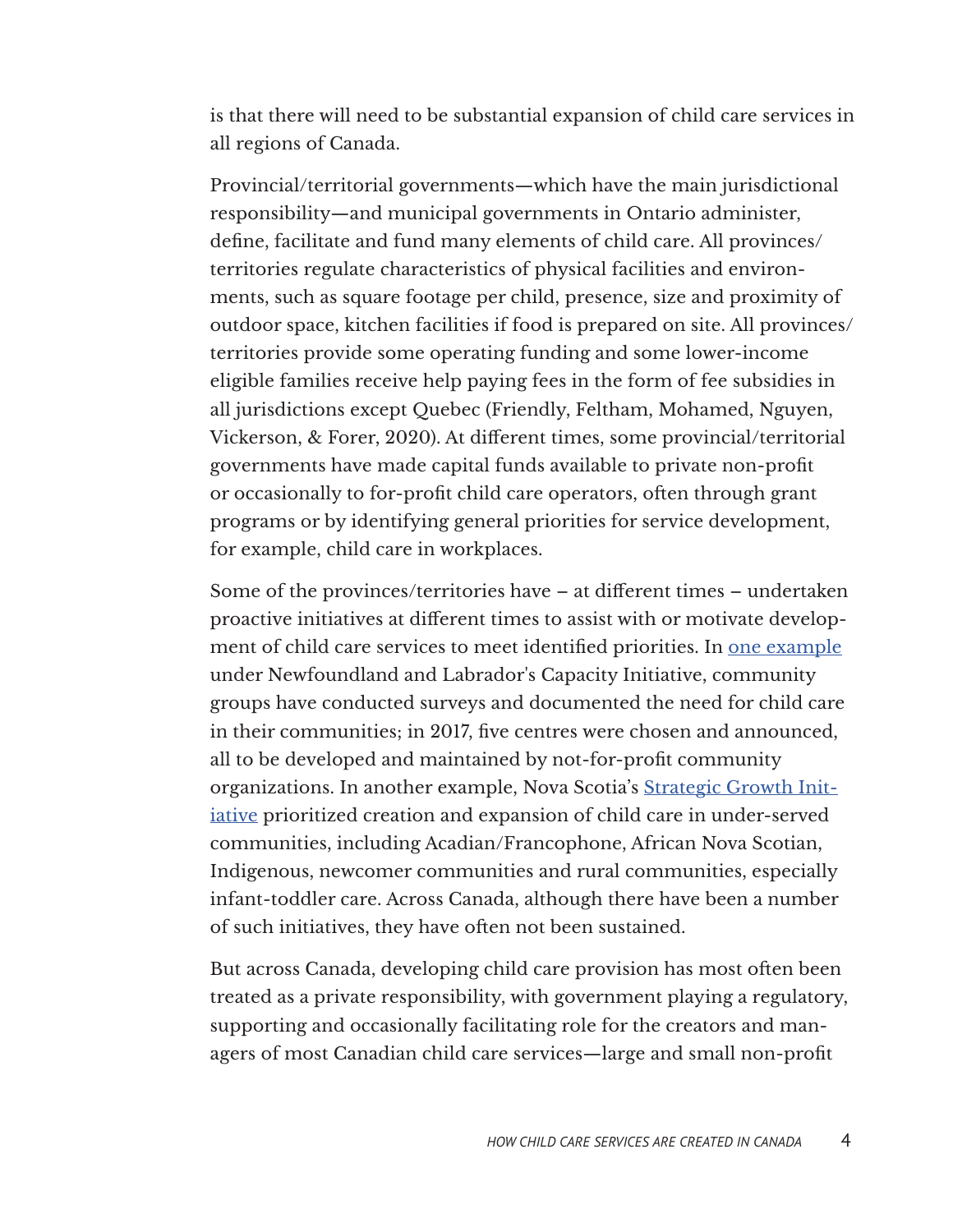is that there will need to be substantial expansion of child care services in all regions of Canada.

Provincial/territorial governments—which have the main jurisdictional responsibility—and municipal governments in Ontario administer, define, facilitate and fund many elements of child care. All provinces/territories regulate characteristics of physical facilities and environments, such as square footage per child, presence, size and proximity of outdoor space, kitchen facilities if food is prepared on site. All provinces/territories provide some operating funding and some lower-income eligible families receive help paying fees in the form of fee subsidies in all jurisdictions except Quebec (Friendly, Feltham, Mohamed, Nguyen, Vickerson, & Forer, 2020). At different times, some provincial/territorial governments have made capital funds available to private non-profit or occasionally to for-profit child care operators, often through grant programs or by identifying general priorities for service development, for example, child care in workplaces.

Some of the provinces/territories have – at different times – undertaken proactive initiatives at different times to assist with or motivate development of child care services to meet identified priorities. In one example under Newfoundland and Labrador's Capacity Initiative, community groups have conducted surveys and documented the need for child care in their communities; in 2017, five centres were chosen and announced, all to be developed and maintained by not-for-profit community organizations. In another example, Nova Scotia's Strategic Growth Initiative prioritized creation and expansion of child care in under-served communities, including Acadian/Francophone, African Nova Scotian, Indigenous, newcomer communities and rural communities, especially infant-toddler care. Across Canada, although there have been a number of such initiatives, they have often not been sustained.

But across Canada, developing child care provision has most often been treated as a private responsibility, with government playing a regulatory, supporting and occasionally facilitating role for the creators and managers of most Canadian child care services—large and small non-profit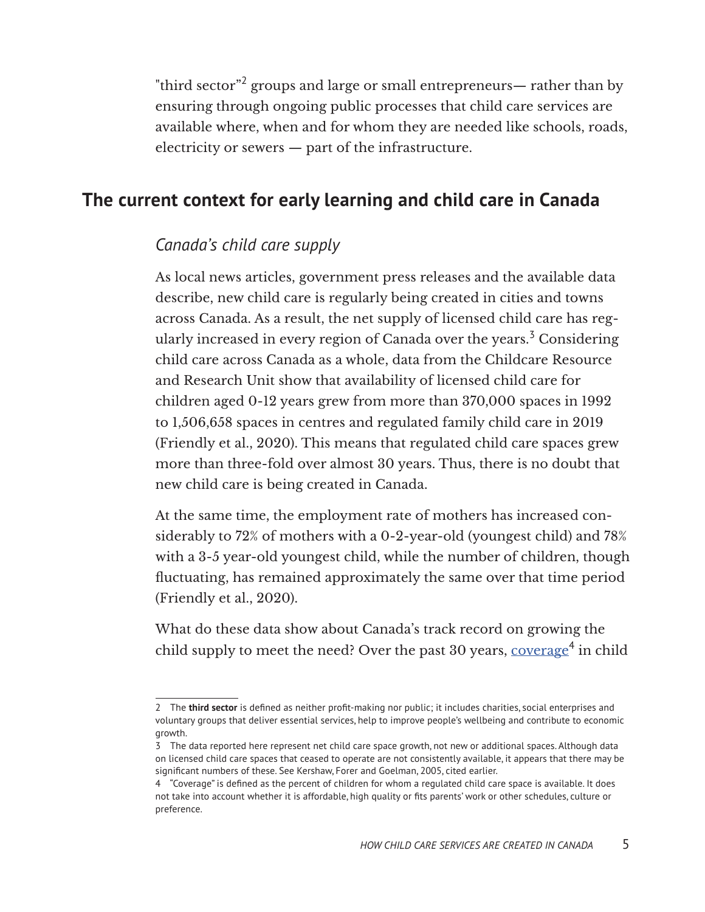"third sector"[2] groups and large or small entrepreneurs— rather than by ensuring through ongoing public processes that child care services are available where, when and for whom they are needed like schools, roads, electricity or sewers — part of the infrastructure.

## The current context for early learning and child care in Canada

### *Canada's child care supply*

As local news articles, government press releases and the available data describe, new child care is regularly being created in cities and towns across Canada. As a result, the net supply of licensed child care has regularly increased in every region of Canada over the years.[3] Considering child care across Canada as a whole, data from the Childcare Resource and Research Unit show that availability of licensed child care for children aged 0-12 years grew from more than 370,000 spaces in 1992 to 1,506,658 spaces in centres and regulated family child care in 2019 (Friendly et al., 2020). This means that regulated child care spaces grew more than three-fold over almost 30 years. Thus, there is no doubt that new child care is being created in Canada.

At the same time, the employment rate of mothers has increased considerably to 72% of mothers with a 0-2-year-old (youngest child) and 78% with a 3-5 year-old youngest child, while the number of children, though fluctuating, has remained approximately the same over that time period (Friendly et al., 2020).

What do these data show about Canada's track record on growing the child supply to meet the need? Over the past 30 years, coverage[4] in child

---

2 The **third sector** is defined as neither profit-making nor public; it includes charities, social enterprises and voluntary groups that deliver essential services, help to improve people's wellbeing and contribute to economic growth.

3 The data reported here represent net child care space growth, not new or additional spaces. Although data on licensed child care spaces that ceased to operate are not consistently available, it appears that there may be significant numbers of these. See Kershaw, Forer and Goelman, 2005, cited earlier.

4 "Coverage" is defined as the percent of children for whom a regulated child care space is available. It does not take into account whether it is affordable, high quality or fits parents' work or other schedules, culture or preference.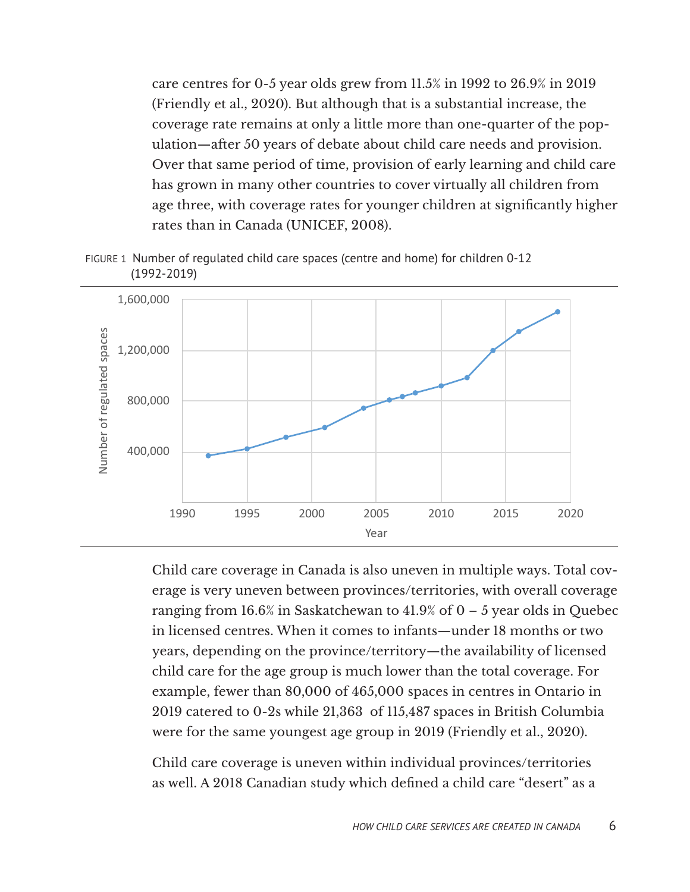care centres for 0-5 year olds grew from 11.5% in 1992 to 26.9% in 2019 (Friendly et al., 2020). But although that is a substantial increase, the coverage rate remains at only a little more than one-quarter of the population—after 50 years of debate about child care needs and provision. Over that same period of time, provision of early learning and child care has grown in many other countries to cover virtually all children from age three, with coverage rates for younger children at significantly higher rates than in Canada (UNICEF, 2008).

FIGURE 1 Number of regulated child care spaces (centre and home) for children 0-12 (1992-2019)

Child care coverage in Canada is also uneven in multiple ways. Total coverage is very uneven between provinces/territories, with overall coverage ranging from 16.6% in Saskatchewan to 41.9% of 0 – 5 year olds in Quebec in licensed centres. When it comes to infants—under 18 months or two years, depending on the province/territory—the availability of licensed child care for the age group is much lower than the total coverage. For example, fewer than 80,000 of 465,000 spaces in centres in Ontario in 2019 catered to 0-2s while 21,363 of 115,487 spaces in British Columbia were for the same youngest age group in 2019 (Friendly et al., 2020).

Child care coverage is uneven within individual provinces/territories as well. A 2018 Canadian study which defined a child care "desert" as a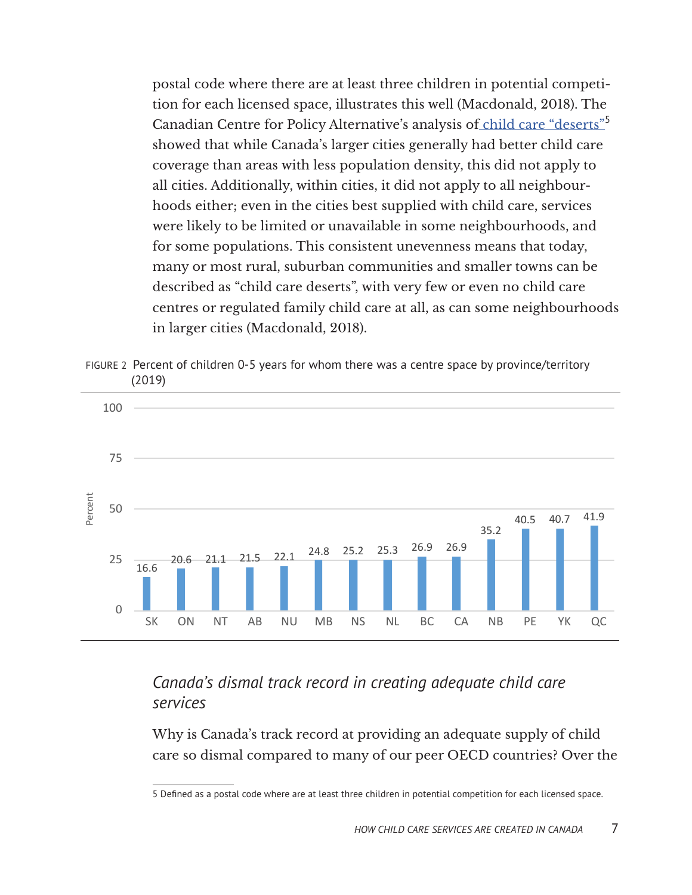postal code where there are at least three children in potential competition for each licensed space, illustrates this well (Macdonald, 2018). The Canadian Centre for Policy Alternative's analysis of child care "deserts"[5] showed that while Canada's larger cities generally had better child care coverage than areas with less population density, this did not apply to all cities. Additionally, within cities, it did not apply to all neighbourhoods either; even in the cities best supplied with child care, services were likely to be limited or unavailable in some neighbourhoods, and for some populations. This consistent unevenness means that today, many or most rural, suburban communities and smaller towns can be described as "child care deserts", with very few or even no child care centres or regulated family child care at all, as can some neighbourhoods in larger cities (Macdonald, 2018).

FIGURE 2 Percent of children 0-5 years for whom there was a centre space by province/territory (2019)

| Province/Territory | Percent |
|---|---|
| SK | 16.6 |
| ON | 20.6 |
| NT | 21.1 |
| AB | 21.5 |
| NU | 22.1 |
| MB | 24.8 |
| NS | 25.2 |
| NL | 25.3 |
| BC | 26.9 |
| CA | 26.9 |
| NB | 35.2 |
| PE | 40.5 |
| YK | 40.7 |
| QC | 41.9 |

## *Canada's dismal track record in creating adequate child care services*

Why is Canada's track record at providing an adequate supply of child care so dismal compared to many of our peer OECD countries? Over the

5 Defined as a postal code where are at least three children in potential competition for each licensed space.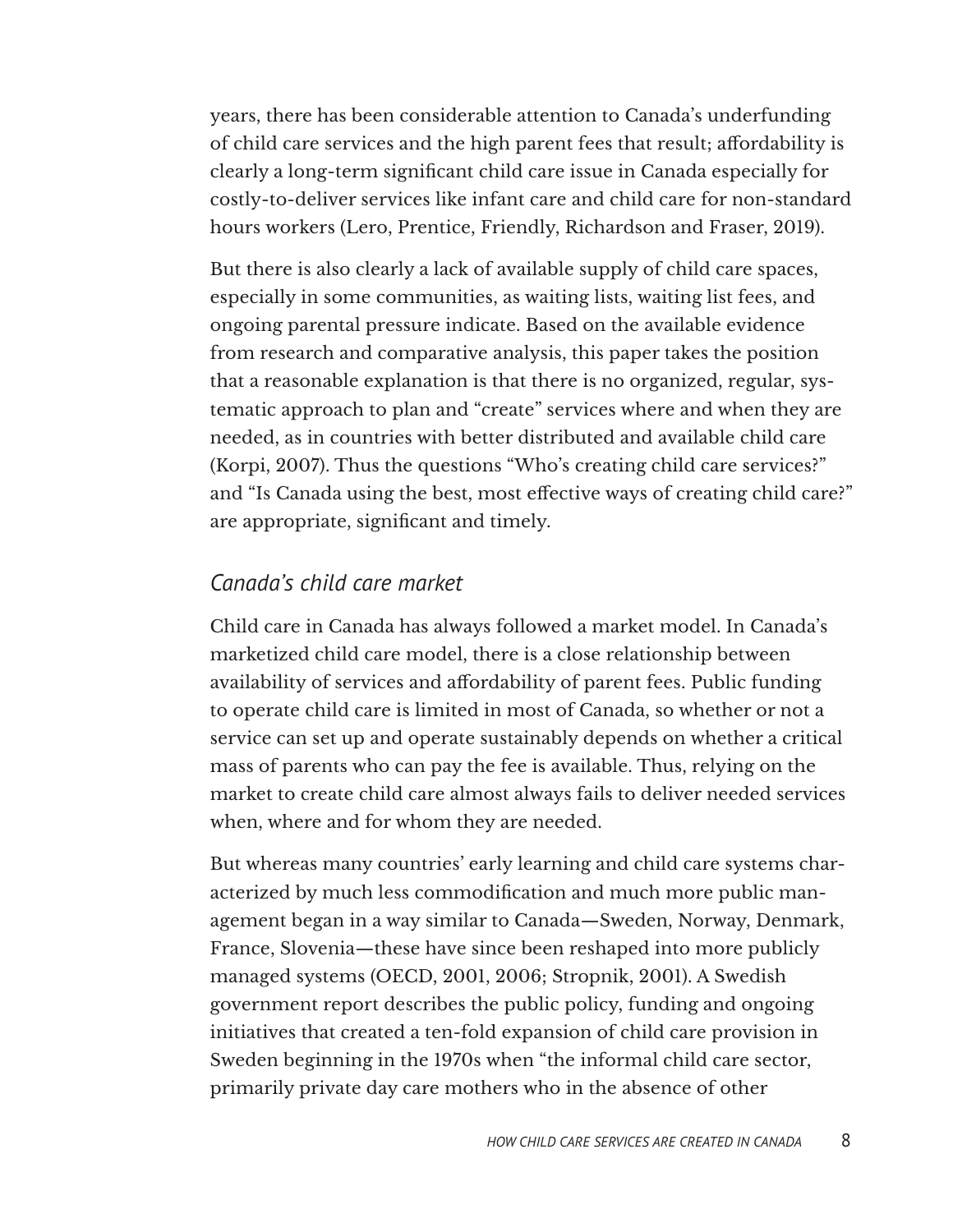years, there has been considerable attention to Canada's underfunding of child care services and the high parent fees that result; affordability is clearly a long-term significant child care issue in Canada especially for costly-to-deliver services like infant care and child care for non-standard hours workers (Lero, Prentice, Friendly, Richardson and Fraser, 2019).

But there is also clearly a lack of available supply of child care spaces, especially in some communities, as waiting lists, waiting list fees, and ongoing parental pressure indicate. Based on the available evidence from research and comparative analysis, this paper takes the position that a reasonable explanation is that there is no organized, regular, systematic approach to plan and "create" services where and when they are needed, as in countries with better distributed and available child care (Korpi, 2007). Thus the questions "Who's creating child care services?" and "Is Canada using the best, most effective ways of creating child care?" are appropriate, significant and timely.

### *Canada's child care market*

Child care in Canada has always followed a market model. In Canada's marketized child care model, there is a close relationship between availability of services and affordability of parent fees. Public funding to operate child care is limited in most of Canada, so whether or not a service can set up and operate sustainably depends on whether a critical mass of parents who can pay the fee is available. Thus, relying on the market to create child care almost always fails to deliver needed services when, where and for whom they are needed.

But whereas many countries' early learning and child care systems characterized by much less commodification and much more public management began in a way similar to Canada—Sweden, Norway, Denmark, France, Slovenia—these have since been reshaped into more publicly managed systems (OECD, 2001, 2006; Stropnik, 2001). A Swedish government report describes the public policy, funding and ongoing initiatives that created a ten-fold expansion of child care provision in Sweden beginning in the 1970s when "the informal child care sector, primarily private day care mothers who in the absence of other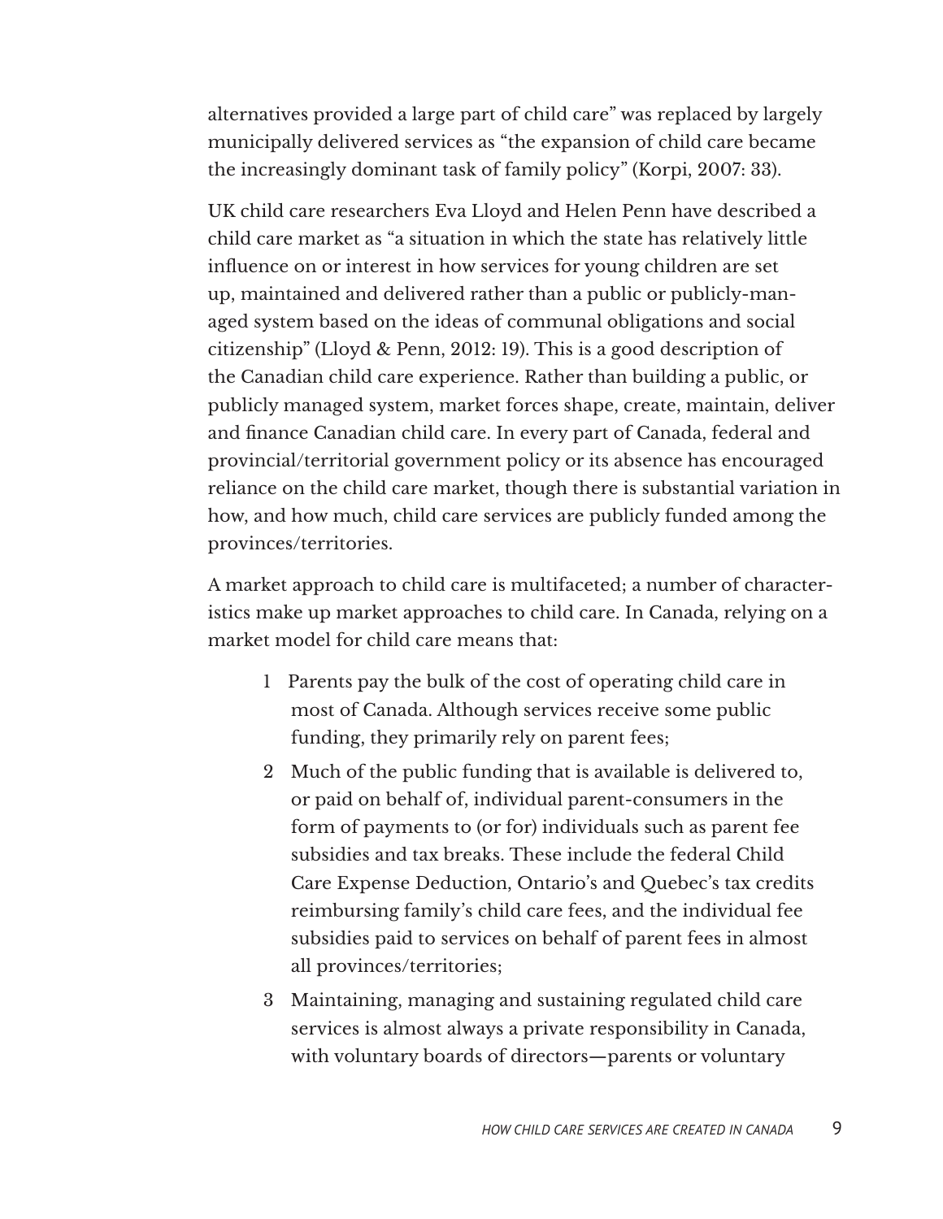alternatives provided a large part of child care" was replaced by largely municipally delivered services as "the expansion of child care became the increasingly dominant task of family policy" (Korpi, 2007: 33).

UK child care researchers Eva Lloyd and Helen Penn have described a child care market as "a situation in which the state has relatively little influence on or interest in how services for young children are set up, maintained and delivered rather than a public or publicly-managed system based on the ideas of communal obligations and social citizenship" (Lloyd & Penn, 2012: 19). This is a good description of the Canadian child care experience. Rather than building a public, or publicly managed system, market forces shape, create, maintain, deliver and finance Canadian child care. In every part of Canada, federal and provincial/territorial government policy or its absence has encouraged reliance on the child care market, though there is substantial variation in how, and how much, child care services are publicly funded among the provinces/territories.

A market approach to child care is multifaceted; a number of characteristics make up market approaches to child care. In Canada, relying on a market model for child care means that:

1. Parents pay the bulk of the cost of operating child care in most of Canada. Although services receive some public funding, they primarily rely on parent fees;
2. Much of the public funding that is available is delivered to, or paid on behalf of, individual parent-consumers in the form of payments to (or for) individuals such as parent fee subsidies and tax breaks. These include the federal Child Care Expense Deduction, Ontario's and Quebec's tax credits reimbursing family's child care fees, and the individual fee subsidies paid to services on behalf of parent fees in almost all provinces/territories;
3. Maintaining, managing and sustaining regulated child care services is almost always a private responsibility in Canada, with voluntary boards of directors—parents or voluntary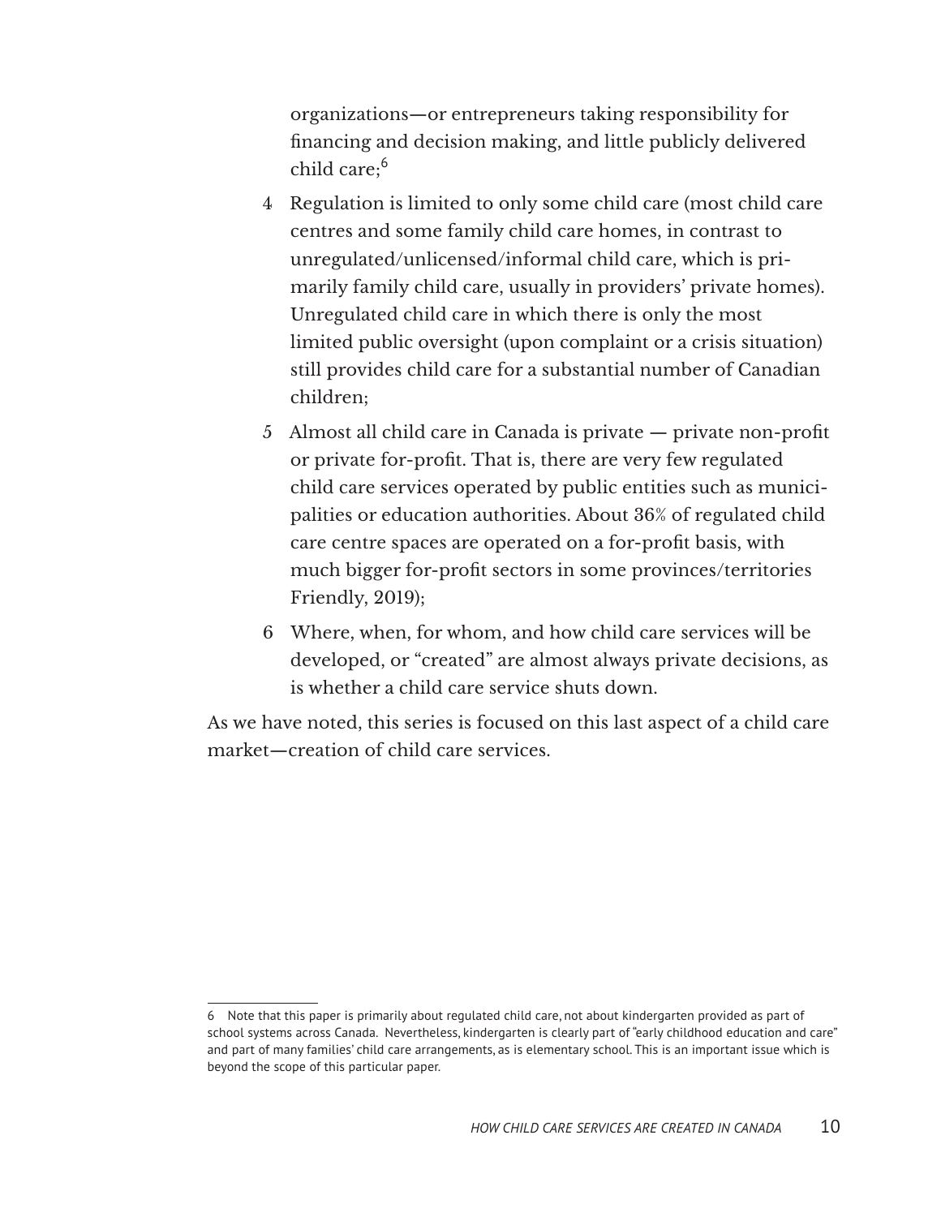organizations—or entrepreneurs taking responsibility for financing and decision making, and little publicly delivered child care;[6]

4. Regulation is limited to only some child care (most child care centres and some family child care homes, in contrast to unregulated/unlicensed/informal child care, which is primarily family child care, usually in providers' private homes). Unregulated child care in which there is only the most limited public oversight (upon complaint or a crisis situation) still provides child care for a substantial number of Canadian children;
5. Almost all child care in Canada is private — private non-profit or private for-profit. That is, there are very few regulated child care services operated by public entities such as municipalities or education authorities. About 36% of regulated child care centre spaces are operated on a for-profit basis, with much bigger for-profit sectors in some provinces/territories Friendly, 2019);
6. Where, when, for whom, and how child care services will be developed, or "created" are almost always private decisions, as is whether a child care service shuts down.

As we have noted, this series is focused on this last aspect of a child care market—creation of child care services.

---

6 Note that this paper is primarily about regulated child care, not about kindergarten provided as part of school systems across Canada. Nevertheless, kindergarten is clearly part of "early childhood education and care" and part of many families' child care arrangements, as is elementary school. This is an important issue which is beyond the scope of this particular paper.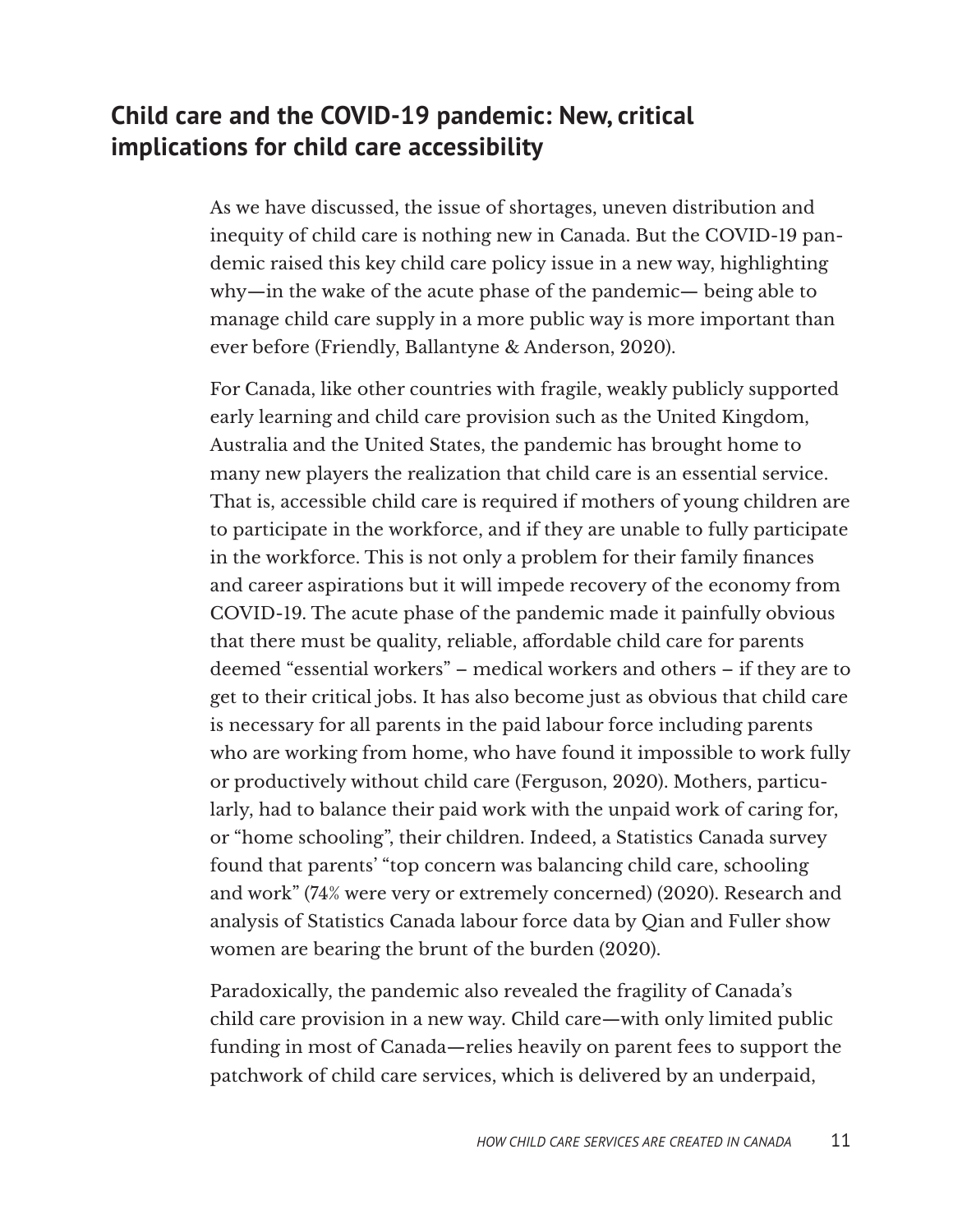## Child care and the COVID-19 pandemic: New, critical implications for child care accessibility

As we have discussed, the issue of shortages, uneven distribution and inequity of child care is nothing new in Canada. But the COVID-19 pandemic raised this key child care policy issue in a new way, highlighting why—in the wake of the acute phase of the pandemic— being able to manage child care supply in a more public way is more important than ever before (Friendly, Ballantyne & Anderson, 2020).

For Canada, like other countries with fragile, weakly publicly supported early learning and child care provision such as the United Kingdom, Australia and the United States, the pandemic has brought home to many new players the realization that child care is an essential service. That is, accessible child care is required if mothers of young children are to participate in the workforce, and if they are unable to fully participate in the workforce. This is not only a problem for their family finances and career aspirations but it will impede recovery of the economy from COVID-19. The acute phase of the pandemic made it painfully obvious that there must be quality, reliable, affordable child care for parents deemed "essential workers" – medical workers and others – if they are to get to their critical jobs. It has also become just as obvious that child care is necessary for all parents in the paid labour force including parents who are working from home, who have found it impossible to work fully or productively without child care (Ferguson, 2020). Mothers, particularly, had to balance their paid work with the unpaid work of caring for, or "home schooling", their children. Indeed, a Statistics Canada survey found that parents' "top concern was balancing child care, schooling and work" (74% were very or extremely concerned) (2020). Research and analysis of Statistics Canada labour force data by Qian and Fuller show women are bearing the brunt of the burden (2020).

Paradoxically, the pandemic also revealed the fragility of Canada's child care provision in a new way. Child care—with only limited public funding in most of Canada—relies heavily on parent fees to support the patchwork of child care services, which is delivered by an underpaid,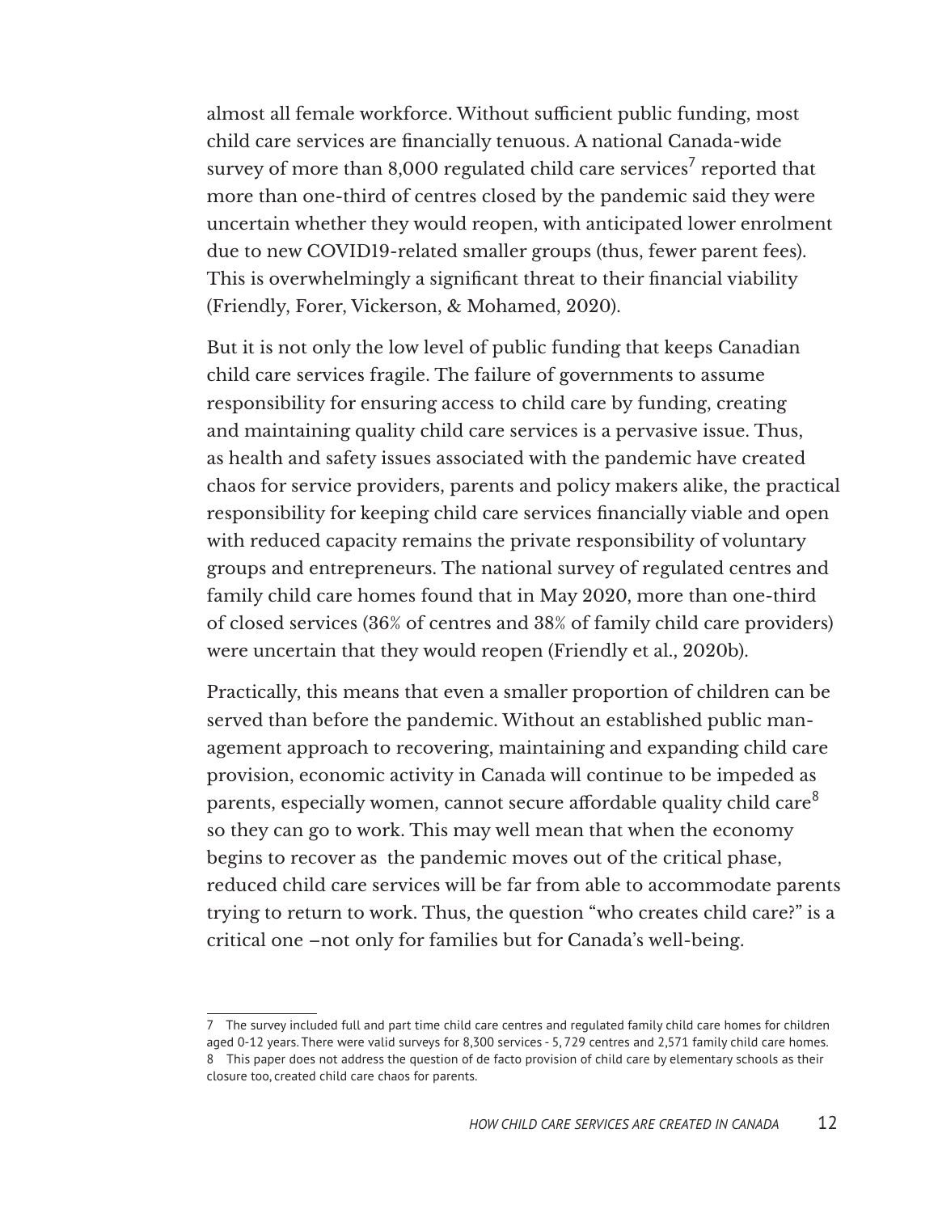almost all female workforce. Without sufficient public funding, most child care services are financially tenuous. A national Canada-wide survey of more than 8,000 regulated child care services[7] reported that more than one-third of centres closed by the pandemic said they were uncertain whether they would reopen, with anticipated lower enrolment due to new COVID19-related smaller groups (thus, fewer parent fees). This is overwhelmingly a significant threat to their financial viability (Friendly, Forer, Vickerson, & Mohamed, 2020).

But it is not only the low level of public funding that keeps Canadian child care services fragile. The failure of governments to assume responsibility for ensuring access to child care by funding, creating and maintaining quality child care services is a pervasive issue. Thus, as health and safety issues associated with the pandemic have created chaos for service providers, parents and policy makers alike, the practical responsibility for keeping child care services financially viable and open with reduced capacity remains the private responsibility of voluntary groups and entrepreneurs. The national survey of regulated centres and family child care homes found that in May 2020, more than one-third of closed services (36% of centres and 38% of family child care providers) were uncertain that they would reopen (Friendly et al., 2020b).

Practically, this means that even a smaller proportion of children can be served than before the pandemic. Without an established public management approach to recovering, maintaining and expanding child care provision, economic activity in Canada will continue to be impeded as parents, especially women, cannot secure affordable quality child care[8] so they can go to work. This may well mean that when the economy begins to recover as the pandemic moves out of the critical phase, reduced child care services will be far from able to accommodate parents trying to return to work. Thus, the question "who creates child care?" is a critical one –not only for families but for Canada's well-being.

---

7 The survey included full and part time child care centres and regulated family child care homes for children aged 0-12 years. There were valid surveys for 8,300 services - 5,729 centres and 2,571 family child care homes.

8 This paper does not address the question of de facto provision of child care by elementary schools as their closure too, created child care chaos for parents.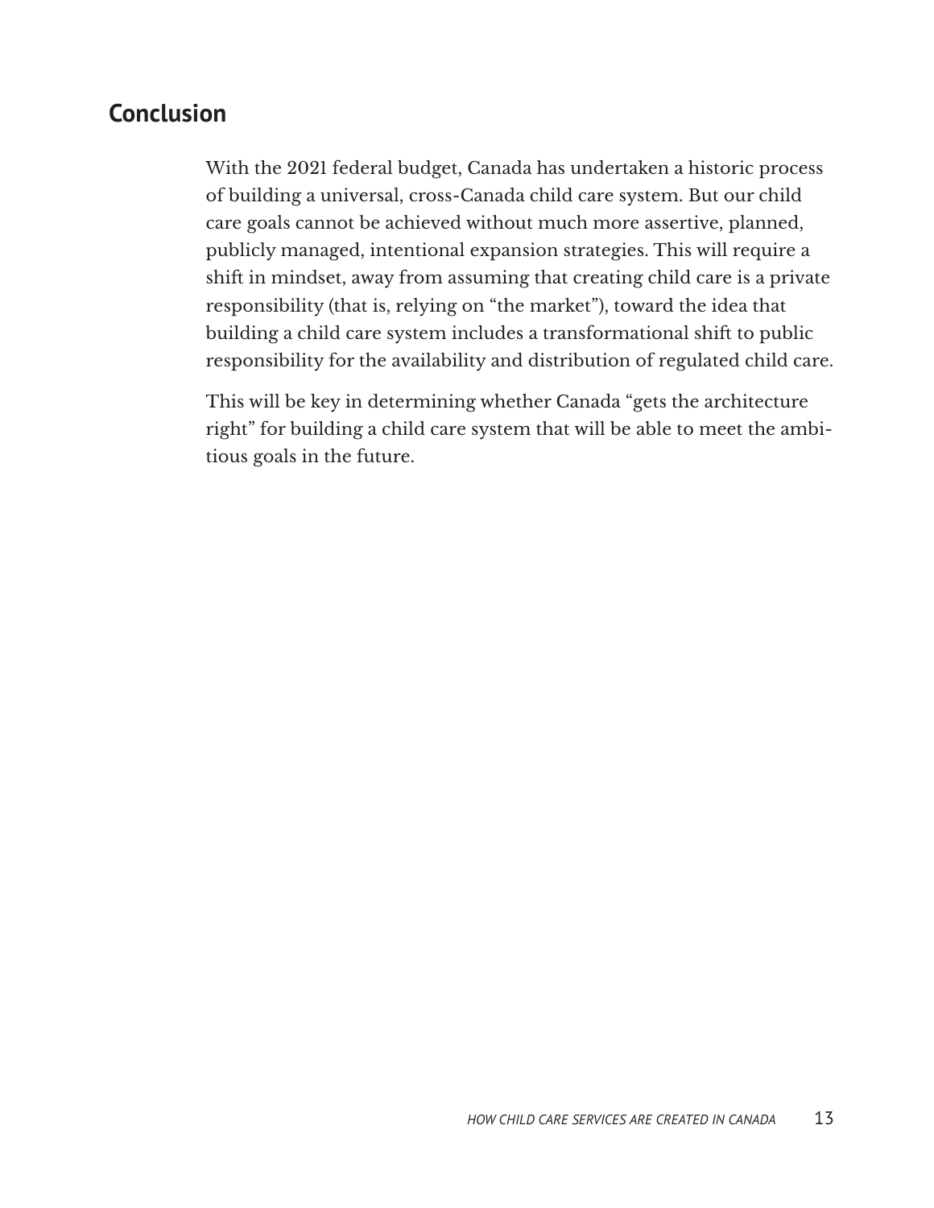## Conclusion

With the 2021 federal budget, Canada has undertaken a historic process of building a universal, cross-Canada child care system. But our child care goals cannot be achieved without much more assertive, planned, publicly managed, intentional expansion strategies. This will require a shift in mindset, away from assuming that creating child care is a private responsibility (that is, relying on "the market"), toward the idea that building a child care system includes a transformational shift to public responsibility for the availability and distribution of regulated child care.

This will be key in determining whether Canada "gets the architecture right" for building a child care system that will be able to meet the ambitious goals in the future.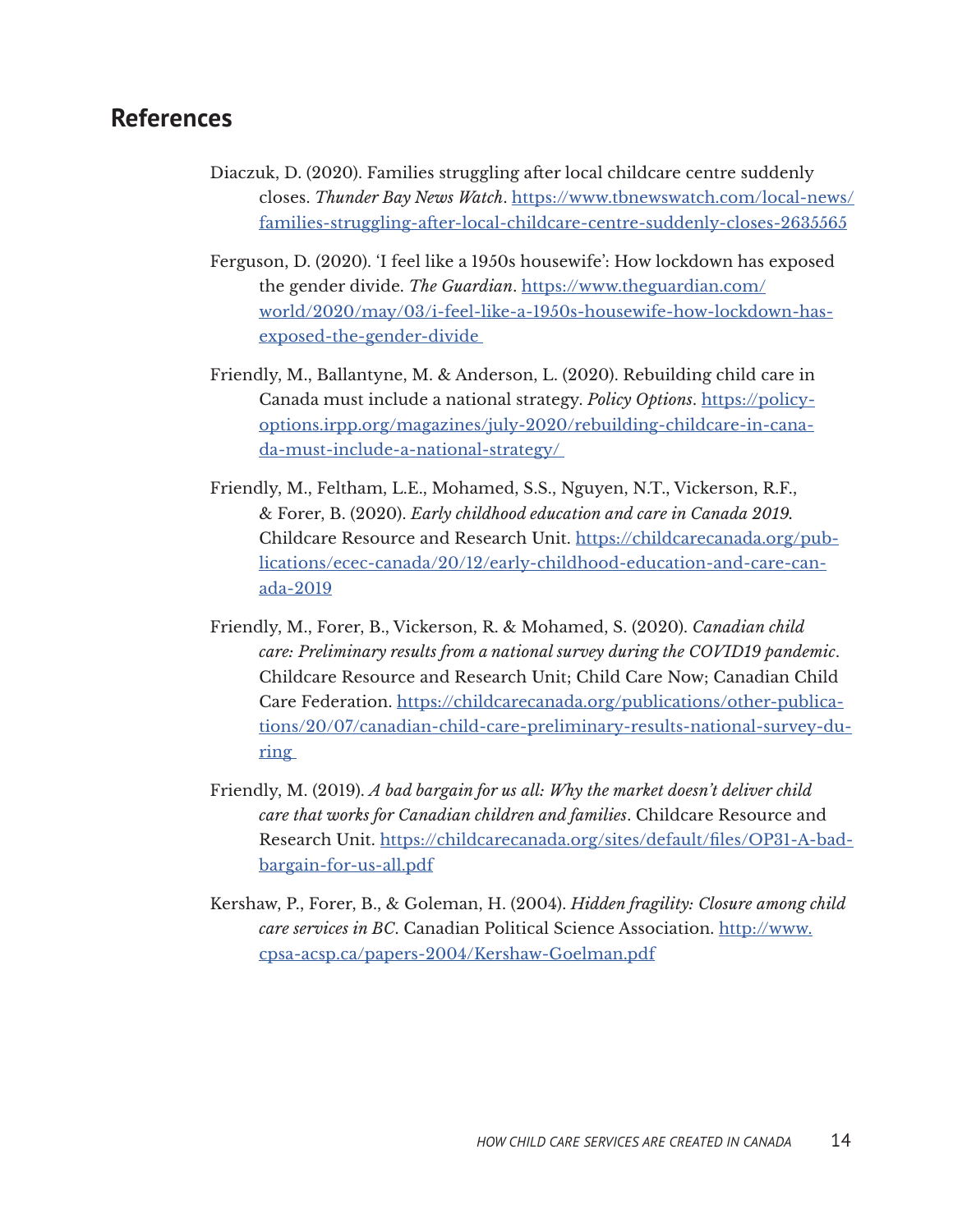## References

Diaczuk, D. (2020). Families struggling after local childcare centre suddenly closes. *Thunder Bay News Watch*. https://www.tbnewswatch.com/local-news/families-struggling-after-local-childcare-centre-suddenly-closes-2635565

Ferguson, D. (2020). 'I feel like a 1950s housewife': How lockdown has exposed the gender divide. *The Guardian*. https://www.theguardian.com/world/2020/may/03/i-feel-like-a-1950s-housewife-how-lockdown-has-exposed-the-gender-divide

Friendly, M., Ballantyne, M. & Anderson, L. (2020). Rebuilding child care in Canada must include a national strategy. *Policy Options*. https://policy-options.irpp.org/magazines/july-2020/rebuilding-childcare-in-canada-must-include-a-national-strategy/

Friendly, M., Feltham, L.E., Mohamed, S.S., Nguyen, N.T., Vickerson, R.F., & Forer, B. (2020). *Early childhood education and care in Canada 2019.* Childcare Resource and Research Unit. https://childcarecanada.org/publications/ecec-canada/20/12/early-childhood-education-and-care-canada-2019

Friendly, M., Forer, B., Vickerson, R. & Mohamed, S. (2020). *Canadian child care: Preliminary results from a national survey during the COVID19 pandemic*. Childcare Resource and Research Unit; Child Care Now; Canadian Child Care Federation. https://childcarecanada.org/publications/other-publications/20/07/canadian-child-care-preliminary-results-national-survey-during

Friendly, M. (2019). *A bad bargain for us all: Why the market doesn't deliver child care that works for Canadian children and families*. Childcare Resource and Research Unit. https://childcarecanada.org/sites/default/files/OP31-A-bad-bargain-for-us-all.pdf

Kershaw, P., Forer, B., & Goleman, H. (2004). *Hidden fragility: Closure among child care services in BC*. Canadian Political Science Association. http://www.cpsa-acsp.ca/papers-2004/Kershaw-Goelman.pdf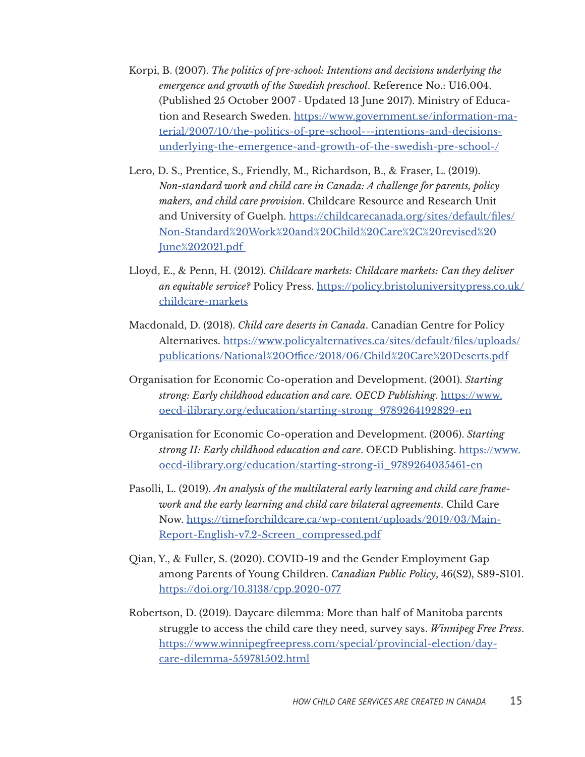Korpi, B. (2007). *The politics of pre-school: Intentions and decisions underlying the emergence and growth of the Swedish preschool*. Reference No.: U16.004. (Published 25 October 2007 · Updated 13 June 2017). Ministry of Education and Research Sweden. https://www.government.se/information-material/2007/10/the-politics-of-pre-school---intentions-and-decisions-underlying-the-emergence-and-growth-of-the-swedish-pre-school-/

Lero, D. S., Prentice, S., Friendly, M., Richardson, B., & Fraser, L. (2019). *Non-standard work and child care in Canada: A challenge for parents, policy makers, and child care provision*. Childcare Resource and Research Unit and University of Guelph. https://childcarecanada.org/sites/default/files/Non-Standard%20Work%20and%20Child%20Care%2C%20revised%20June%202021.pdf

Lloyd, E., & Penn, H. (2012). *Childcare markets: Childcare markets: Can they deliver an equitable service?* Policy Press. https://policy.bristoluniversitypress.co.uk/childcare-markets

Macdonald, D. (2018). *Child care deserts in Canada*. Canadian Centre for Policy Alternatives. https://www.policyalternatives.ca/sites/default/files/uploads/publications/National%20Office/2018/06/Child%20Care%20Deserts.pdf

Organisation for Economic Co-operation and Development. (2001). *Starting strong: Early childhood education and care. OECD Publishing*. https://www.oecd-ilibrary.org/education/starting-strong_9789264192829-en

Organisation for Economic Co-operation and Development. (2006). *Starting strong II: Early childhood education and care*. OECD Publishing. https://www.oecd-ilibrary.org/education/starting-strong-ii_9789264035461-en

Pasolli, L. (2019). *An analysis of the multilateral early learning and child care framework and the early learning and child care bilateral agreements*. Child Care Now. https://timeforchildcare.ca/wp-content/uploads/2019/03/Main-Report-English-v7.2-Screen_compressed.pdf

Qian, Y., & Fuller, S. (2020). COVID-19 and the Gender Employment Gap among Parents of Young Children. *Canadian Public Policy*, 46(S2), S89-S101. https://doi.org/10.3138/cpp.2020-077

Robertson, D. (2019). Daycare dilemma: More than half of Manitoba parents struggle to access the child care they need, survey says. *Winnipeg Free Press*. https://www.winnipegfreepress.com/special/provincial-election/daycare-dilemma-559781502.html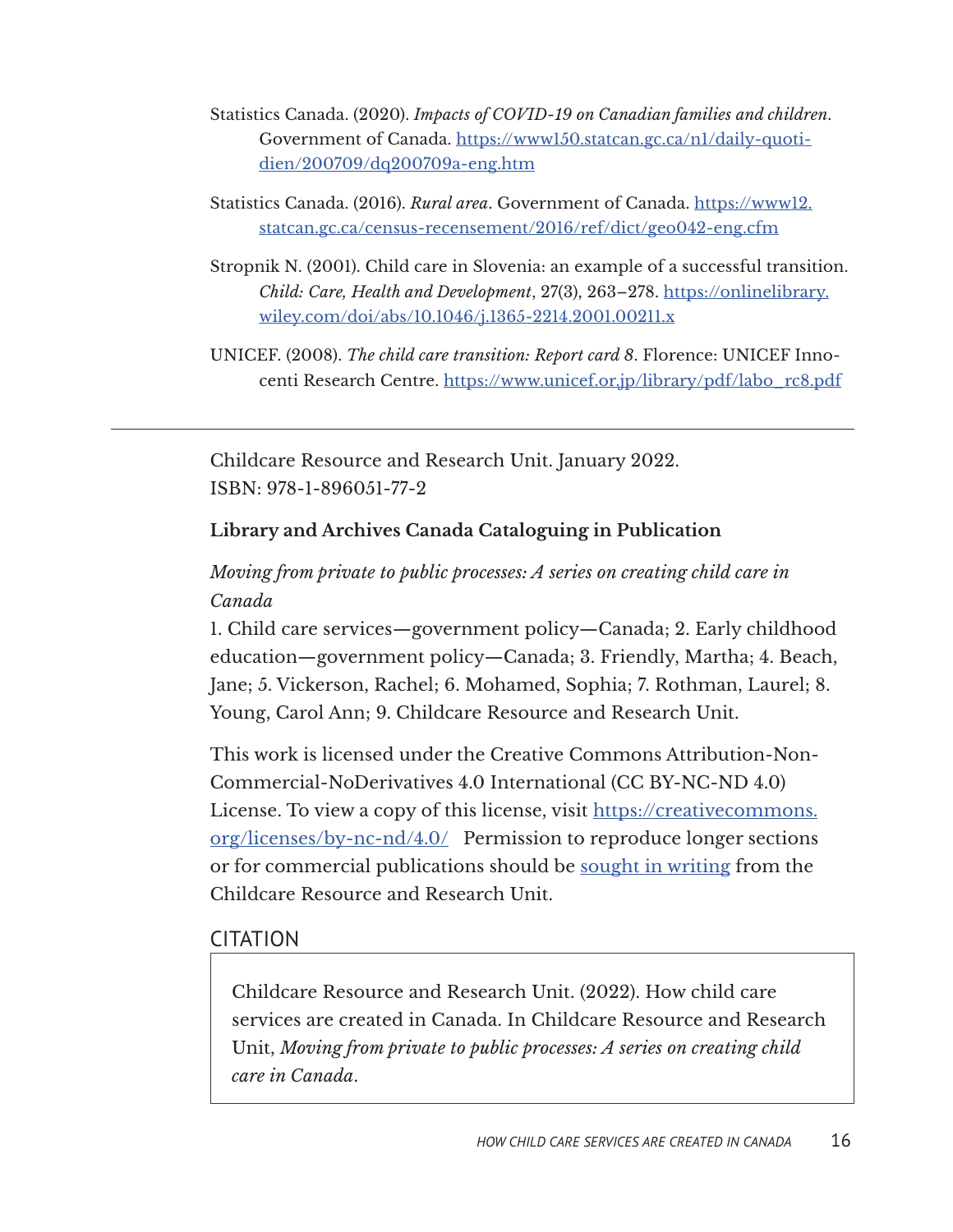Statistics Canada. (2020). *Impacts of COVID-19 on Canadian families and children*. Government of Canada. https://www150.statcan.gc.ca/n1/daily-quotidien/200709/dq200709a-eng.htm

Statistics Canada. (2016). *Rural area*. Government of Canada. https://www12.statcan.gc.ca/census-recensement/2016/ref/dict/geo042-eng.cfm

Stropnik N. (2001). Child care in Slovenia: an example of a successful transition. *Child: Care, Health and Development*, 27(3), 263–278. https://onlinelibrary.wiley.com/doi/abs/10.1046/j.1365-2214.2001.00211.x

UNICEF. (2008). *The child care transition: Report card 8*. Florence: UNICEF Innocenti Research Centre. https://www.unicef.or.jp/library/pdf/labo_rc8.pdf

---

Childcare Resource and Research Unit. January 2022.
ISBN: 978-1-896051-77-2

**Library and Archives Canada Cataloguing in Publication**

*Moving from private to public processes: A series on creating child care in Canada*
1. Child care services—government policy—Canada; 2. Early childhood education—government policy—Canada; 3. Friendly, Martha; 4. Beach, Jane; 5. Vickerson, Rachel; 6. Mohamed, Sophia; 7. Rothman, Laurel; 8. Young, Carol Ann; 9. Childcare Resource and Research Unit.

This work is licensed under the Creative Commons Attribution-NonCommercial-NoDerivatives 4.0 International (CC BY-NC-ND 4.0) License. To view a copy of this license, visit https://creativecommons.org/licenses/by-nc-nd/4.0/ Permission to reproduce longer sections or for commercial publications should be sought in writing from the Childcare Resource and Research Unit.

## CITATION

Childcare Resource and Research Unit. (2022). How child care services are created in Canada. In Childcare Resource and Research Unit, *Moving from private to public processes: A series on creating child care in Canada*.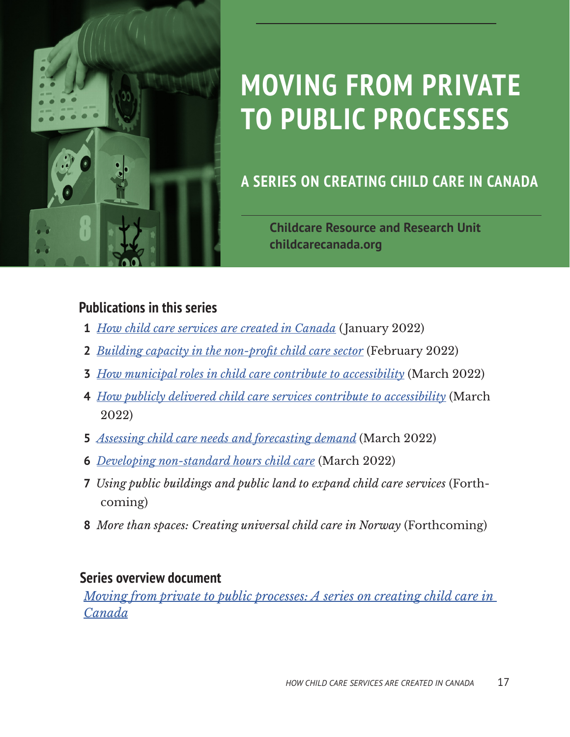# MOVING FROM PRIVATE TO PUBLIC PROCESSES

## A SERIES ON CREATING CHILD CARE IN CANADA

**Childcare Resource and Research Unit**
**childcarecanada.org**

### Publications in this series

1. *How child care services are created in Canada* (January 2022)
2. *Building capacity in the non-profit child care sector* (February 2022)
3. *How municipal roles in child care contribute to accessibility* (March 2022)
4. *How publicly delivered child care services contribute to accessibility* (March 2022)
5. *Assessing child care needs and forecasting demand* (March 2022)
6. *Developing non-standard hours child care* (March 2022)
7. *Using public buildings and public land to expand child care services* (Forthcoming)
8. *More than spaces: Creating universal child care in Norway* (Forthcoming)

### Series overview document

*Moving from private to public processes: A series on creating child care in Canada*